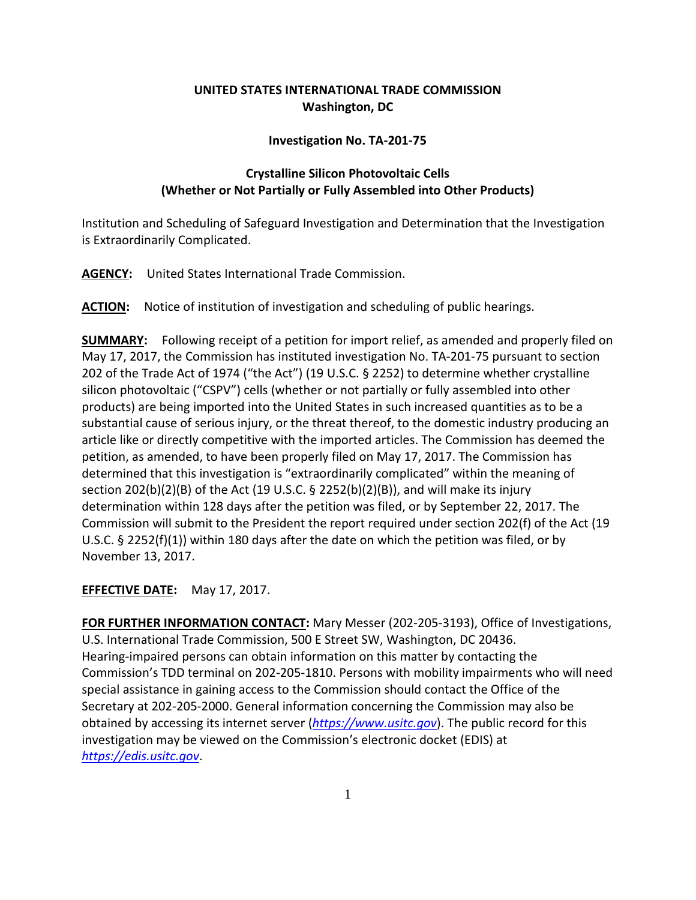**UNITED STATES INTERNATIONAL TRADE COMMISSION**
**Washington, DC**

**Investigation No. TA-201-75**

**Crystalline Silicon Photovoltaic Cells**
**(Whether or Not Partially or Fully Assembled into Other Products)**

Institution and Scheduling of Safeguard Investigation and Determination that the Investigation is Extraordinarily Complicated.

**AGENCY:** United States International Trade Commission.

**ACTION:** Notice of institution of investigation and scheduling of public hearings.

**SUMMARY:** Following receipt of a petition for import relief, as amended and properly filed on May 17, 2017, the Commission has instituted investigation No. TA-201-75 pursuant to section 202 of the Trade Act of 1974 ("the Act") (19 U.S.C. § 2252) to determine whether crystalline silicon photovoltaic ("CSPV") cells (whether or not partially or fully assembled into other products) are being imported into the United States in such increased quantities as to be a substantial cause of serious injury, or the threat thereof, to the domestic industry producing an article like or directly competitive with the imported articles. The Commission has deemed the petition, as amended, to have been properly filed on May 17, 2017. The Commission has determined that this investigation is "extraordinarily complicated" within the meaning of section 202(b)(2)(B) of the Act (19 U.S.C. § 2252(b)(2)(B)), and will make its injury determination within 128 days after the petition was filed, or by September 22, 2017. The Commission will submit to the President the report required under section 202(f) of the Act (19 U.S.C. § 2252(f)(1)) within 180 days after the date on which the petition was filed, or by November 13, 2017.

**EFFECTIVE DATE:** May 17, 2017.

**FOR FURTHER INFORMATION CONTACT:** Mary Messer (202-205-3193), Office of Investigations, U.S. International Trade Commission, 500 E Street SW, Washington, DC 20436. Hearing-impaired persons can obtain information on this matter by contacting the Commission's TDD terminal on 202-205-1810. Persons with mobility impairments who will need special assistance in gaining access to the Commission should contact the Office of the Secretary at 202-205-2000. General information concerning the Commission may also be obtained by accessing its internet server (*https://www.usitc.gov*). The public record for this investigation may be viewed on the Commission's electronic docket (EDIS) at *https://edis.usitc.gov*.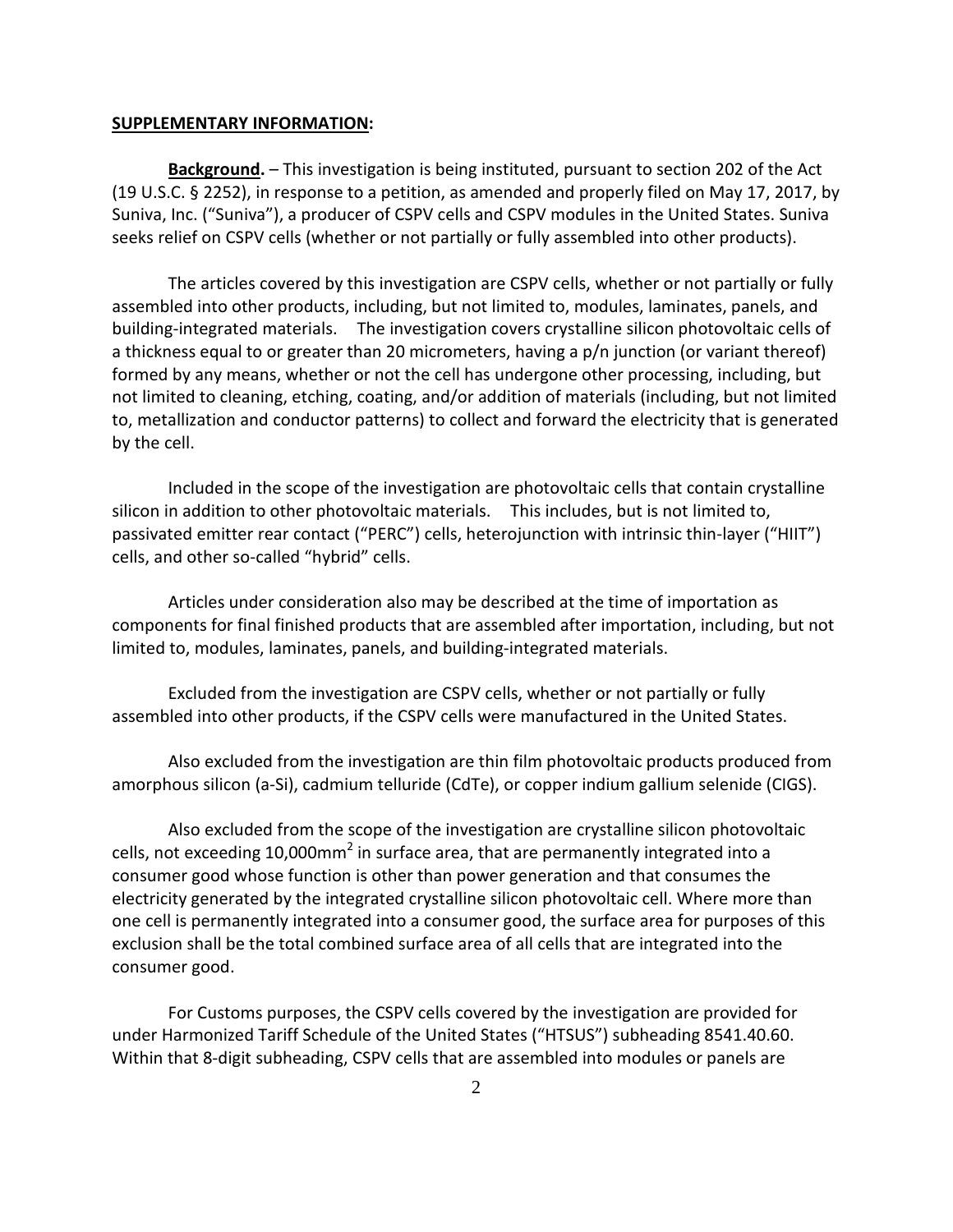**SUPPLEMENTARY INFORMATION:**

**Background.** – This investigation is being instituted, pursuant to section 202 of the Act (19 U.S.C. § 2252), in response to a petition, as amended and properly filed on May 17, 2017, by Suniva, Inc. ("Suniva"), a producer of CSPV cells and CSPV modules in the United States. Suniva seeks relief on CSPV cells (whether or not partially or fully assembled into other products).

The articles covered by this investigation are CSPV cells, whether or not partially or fully assembled into other products, including, but not limited to, modules, laminates, panels, and building-integrated materials. The investigation covers crystalline silicon photovoltaic cells of a thickness equal to or greater than 20 micrometers, having a p/n junction (or variant thereof) formed by any means, whether or not the cell has undergone other processing, including, but not limited to cleaning, etching, coating, and/or addition of materials (including, but not limited to, metallization and conductor patterns) to collect and forward the electricity that is generated by the cell.

Included in the scope of the investigation are photovoltaic cells that contain crystalline silicon in addition to other photovoltaic materials. This includes, but is not limited to, passivated emitter rear contact ("PERC") cells, heterojunction with intrinsic thin-layer ("HIIT") cells, and other so-called "hybrid" cells.

Articles under consideration also may be described at the time of importation as components for final finished products that are assembled after importation, including, but not limited to, modules, laminates, panels, and building-integrated materials.

Excluded from the investigation are CSPV cells, whether or not partially or fully assembled into other products, if the CSPV cells were manufactured in the United States.

Also excluded from the investigation are thin film photovoltaic products produced from amorphous silicon (a-Si), cadmium telluride (CdTe), or copper indium gallium selenide (CIGS).

Also excluded from the scope of the investigation are crystalline silicon photovoltaic cells, not exceeding 10,000mm$^2$ in surface area, that are permanently integrated into a consumer good whose function is other than power generation and that consumes the electricity generated by the integrated crystalline silicon photovoltaic cell. Where more than one cell is permanently integrated into a consumer good, the surface area for purposes of this exclusion shall be the total combined surface area of all cells that are integrated into the consumer good.

For Customs purposes, the CSPV cells covered by the investigation are provided for under Harmonized Tariff Schedule of the United States ("HTSUS") subheading 8541.40.60. Within that 8-digit subheading, CSPV cells that are assembled into modules or panels are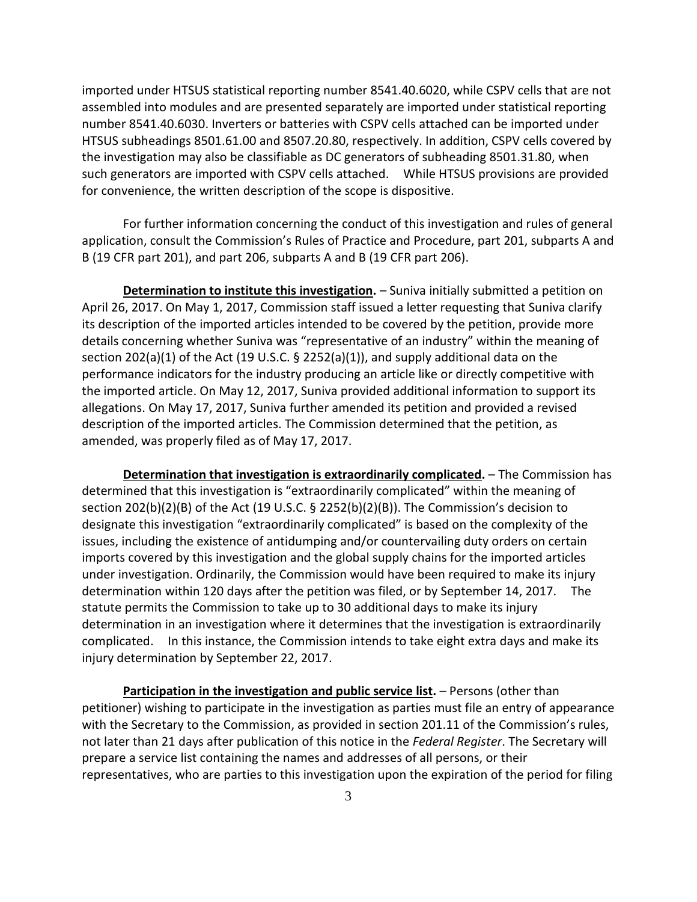imported under HTSUS statistical reporting number 8541.40.6020, while CSPV cells that are not assembled into modules and are presented separately are imported under statistical reporting number 8541.40.6030. Inverters or batteries with CSPV cells attached can be imported under HTSUS subheadings 8501.61.00 and 8507.20.80, respectively. In addition, CSPV cells covered by the investigation may also be classifiable as DC generators of subheading 8501.31.80, when such generators are imported with CSPV cells attached. While HTSUS provisions are provided for convenience, the written description of the scope is dispositive.

For further information concerning the conduct of this investigation and rules of general application, consult the Commission's Rules of Practice and Procedure, part 201, subparts A and B (19 CFR part 201), and part 206, subparts A and B (19 CFR part 206).

**Determination to institute this investigation.** – Suniva initially submitted a petition on April 26, 2017. On May 1, 2017, Commission staff issued a letter requesting that Suniva clarify its description of the imported articles intended to be covered by the petition, provide more details concerning whether Suniva was "representative of an industry" within the meaning of section 202(a)(1) of the Act (19 U.S.C. § 2252(a)(1)), and supply additional data on the performance indicators for the industry producing an article like or directly competitive with the imported article. On May 12, 2017, Suniva provided additional information to support its allegations. On May 17, 2017, Suniva further amended its petition and provided a revised description of the imported articles. The Commission determined that the petition, as amended, was properly filed as of May 17, 2017.

**Determination that investigation is extraordinarily complicated.** – The Commission has determined that this investigation is "extraordinarily complicated" within the meaning of section 202(b)(2)(B) of the Act (19 U.S.C. § 2252(b)(2)(B)). The Commission's decision to designate this investigation "extraordinarily complicated" is based on the complexity of the issues, including the existence of antidumping and/or countervailing duty orders on certain imports covered by this investigation and the global supply chains for the imported articles under investigation. Ordinarily, the Commission would have been required to make its injury determination within 120 days after the petition was filed, or by September 14, 2017. The statute permits the Commission to take up to 30 additional days to make its injury determination in an investigation where it determines that the investigation is extraordinarily complicated. In this instance, the Commission intends to take eight extra days and make its injury determination by September 22, 2017.

**Participation in the investigation and public service list.** – Persons (other than petitioner) wishing to participate in the investigation as parties must file an entry of appearance with the Secretary to the Commission, as provided in section 201.11 of the Commission's rules, not later than 21 days after publication of this notice in the *Federal Register*. The Secretary will prepare a service list containing the names and addresses of all persons, or their representatives, who are parties to this investigation upon the expiration of the period for filing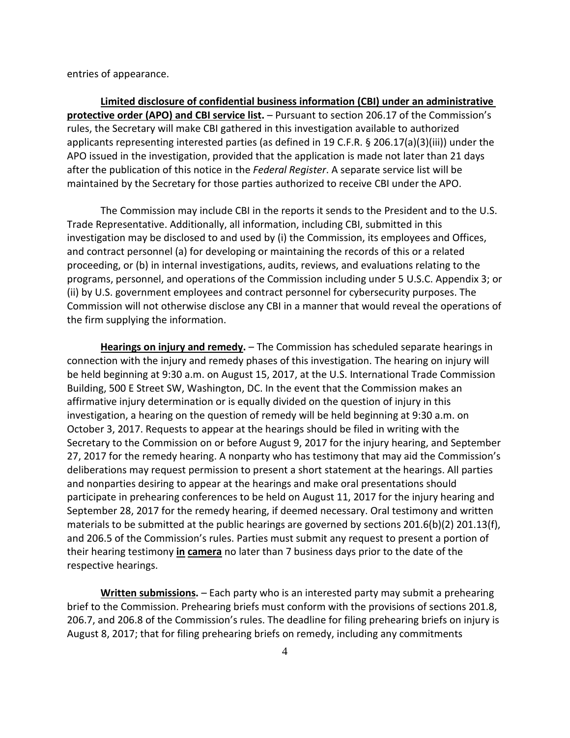entries of appearance.

**Limited disclosure of confidential business information (CBI) under an administrative protective order (APO) and CBI service list.** – Pursuant to section 206.17 of the Commission's rules, the Secretary will make CBI gathered in this investigation available to authorized applicants representing interested parties (as defined in 19 C.F.R. § 206.17(a)(3)(iii)) under the APO issued in the investigation, provided that the application is made not later than 21 days after the publication of this notice in the *Federal Register*. A separate service list will be maintained by the Secretary for those parties authorized to receive CBI under the APO.

The Commission may include CBI in the reports it sends to the President and to the U.S. Trade Representative. Additionally, all information, including CBI, submitted in this investigation may be disclosed to and used by (i) the Commission, its employees and Offices, and contract personnel (a) for developing or maintaining the records of this or a related proceeding, or (b) in internal investigations, audits, reviews, and evaluations relating to the programs, personnel, and operations of the Commission including under 5 U.S.C. Appendix 3; or (ii) by U.S. government employees and contract personnel for cybersecurity purposes. The Commission will not otherwise disclose any CBI in a manner that would reveal the operations of the firm supplying the information.

**Hearings on injury and remedy.** – The Commission has scheduled separate hearings in connection with the injury and remedy phases of this investigation. The hearing on injury will be held beginning at 9:30 a.m. on August 15, 2017, at the U.S. International Trade Commission Building, 500 E Street SW, Washington, DC. In the event that the Commission makes an affirmative injury determination or is equally divided on the question of injury in this investigation, a hearing on the question of remedy will be held beginning at 9:30 a.m. on October 3, 2017. Requests to appear at the hearings should be filed in writing with the Secretary to the Commission on or before August 9, 2017 for the injury hearing, and September 27, 2017 for the remedy hearing. A nonparty who has testimony that may aid the Commission's deliberations may request permission to present a short statement at the hearings. All parties and nonparties desiring to appear at the hearings and make oral presentations should participate in prehearing conferences to be held on August 11, 2017 for the injury hearing and September 28, 2017 for the remedy hearing, if deemed necessary. Oral testimony and written materials to be submitted at the public hearings are governed by sections 201.6(b)(2) 201.13(f), and 206.5 of the Commission's rules. Parties must submit any request to present a portion of their hearing testimony **in camera** no later than 7 business days prior to the date of the respective hearings.

**Written submissions.** – Each party who is an interested party may submit a prehearing brief to the Commission. Prehearing briefs must conform with the provisions of sections 201.8, 206.7, and 206.8 of the Commission's rules. The deadline for filing prehearing briefs on injury is August 8, 2017; that for filing prehearing briefs on remedy, including any commitments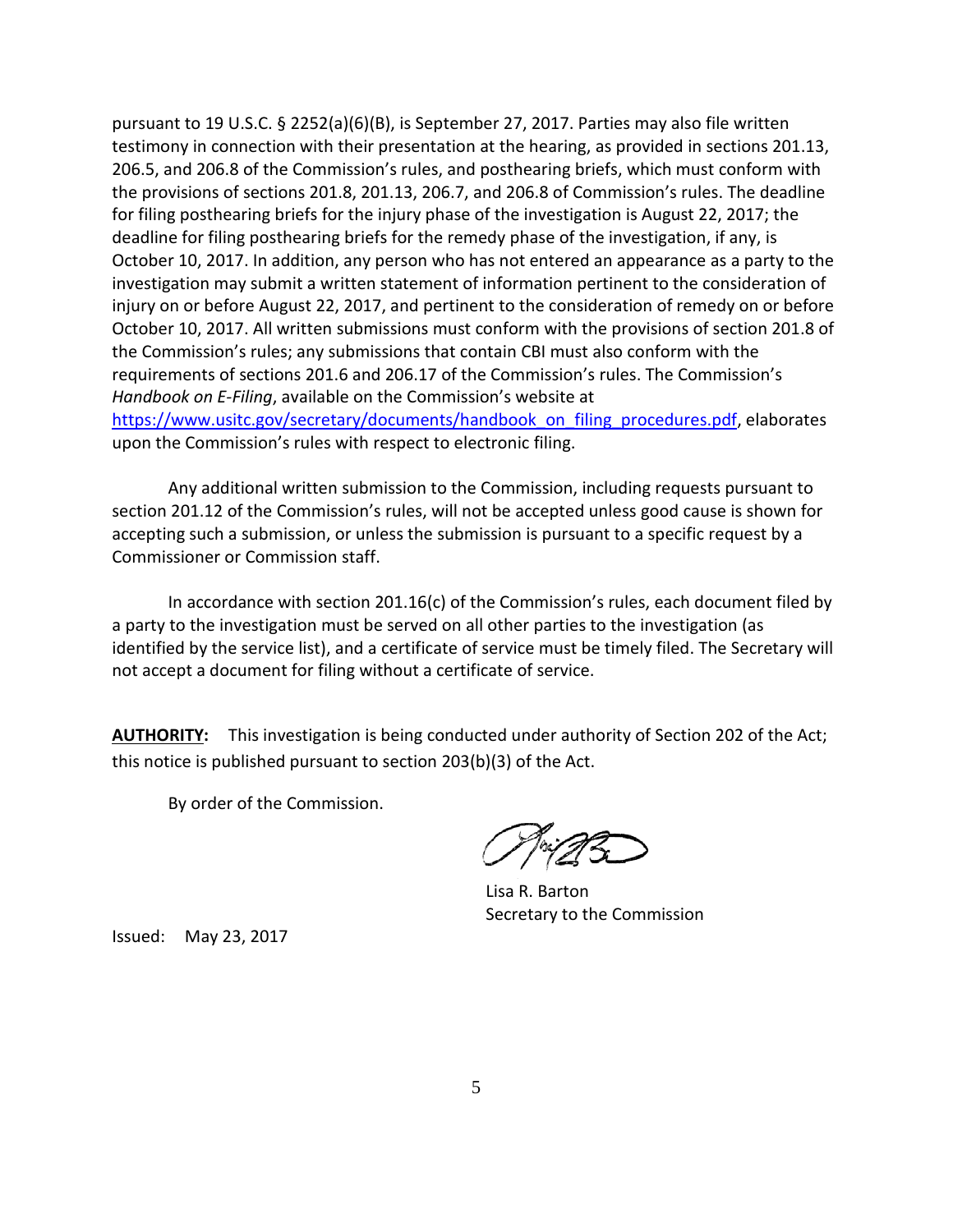pursuant to 19 U.S.C. § 2252(a)(6)(B), is September 27, 2017. Parties may also file written testimony in connection with their presentation at the hearing, as provided in sections 201.13, 206.5, and 206.8 of the Commission's rules, and posthearing briefs, which must conform with the provisions of sections 201.8, 201.13, 206.7, and 206.8 of Commission's rules. The deadline for filing posthearing briefs for the injury phase of the investigation is August 22, 2017; the deadline for filing posthearing briefs for the remedy phase of the investigation, if any, is October 10, 2017. In addition, any person who has not entered an appearance as a party to the investigation may submit a written statement of information pertinent to the consideration of injury on or before August 22, 2017, and pertinent to the consideration of remedy on or before October 10, 2017. All written submissions must conform with the provisions of section 201.8 of the Commission's rules; any submissions that contain CBI must also conform with the requirements of sections 201.6 and 206.17 of the Commission's rules. The Commission's *Handbook on E-Filing*, available on the Commission's website at [https://www.usitc.gov/secretary/documents/handbook_on_filing_procedures.pdf](https://www.usitc.gov/secretary/documents/handbook_on_filing_procedures.pdf), elaborates upon the Commission's rules with respect to electronic filing.

Any additional written submission to the Commission, including requests pursuant to section 201.12 of the Commission's rules, will not be accepted unless good cause is shown for accepting such a submission, or unless the submission is pursuant to a specific request by a Commissioner or Commission staff.

In accordance with section 201.16(c) of the Commission's rules, each document filed by a party to the investigation must be served on all other parties to the investigation (as identified by the service list), and a certificate of service must be timely filed. The Secretary will not accept a document for filing without a certificate of service.

**AUTHORITY:** This investigation is being conducted under authority of Section 202 of the Act; this notice is published pursuant to section 203(b)(3) of the Act.

By order of the Commission.

Lisa R. Barton
Secretary to the Commission

Issued: May 23, 2017